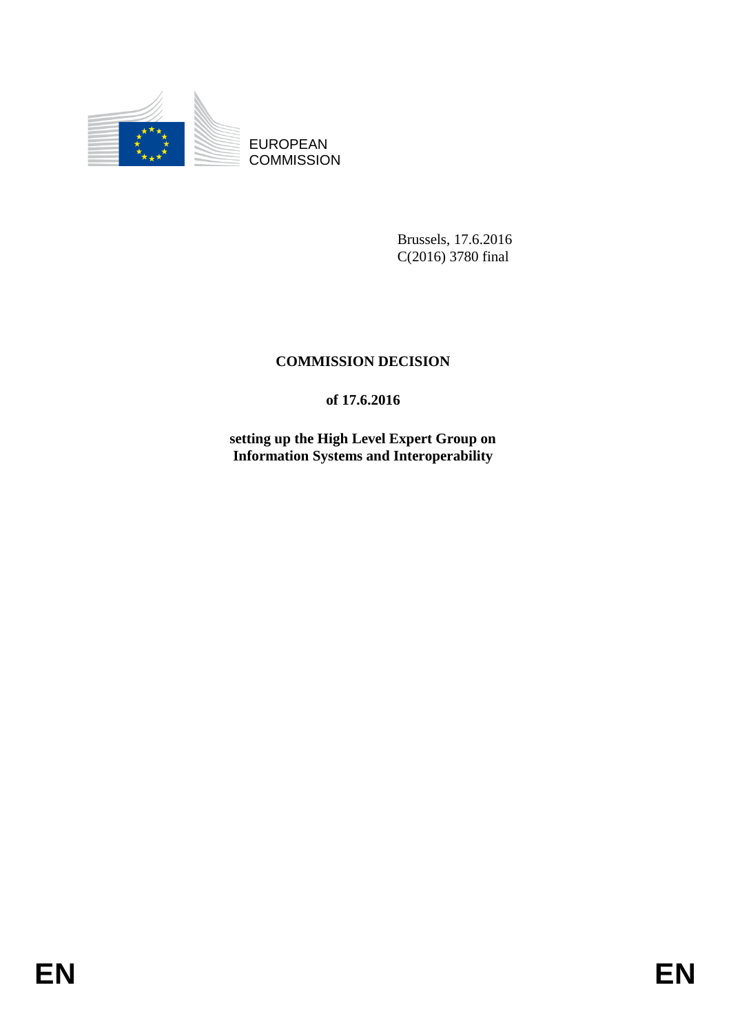EUROPEAN
COMMISSION

Brussels, 17.6.2016
C(2016) 3780 final

# COMMISSION DECISION

## of 17.6.2016

## setting up the High Level Expert Group on Information Systems and Interoperability

EN EN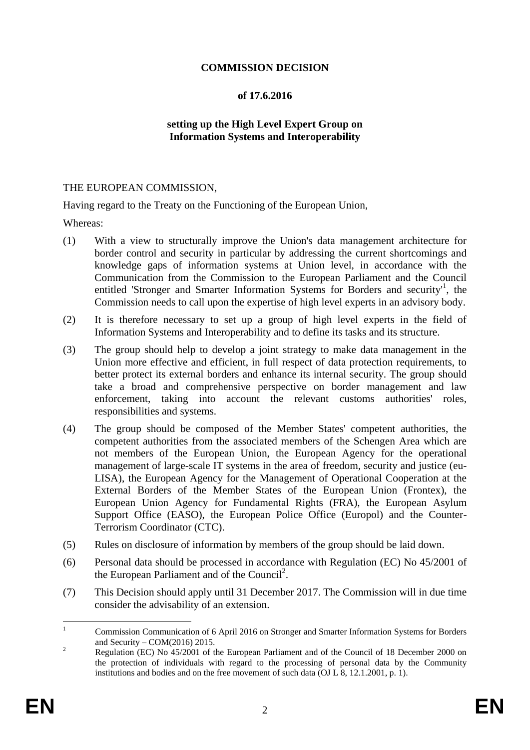**COMMISSION DECISION**

**of 17.6.2016**

**setting up the High Level Expert Group on Information Systems and Interoperability**

THE EUROPEAN COMMISSION,

Having regard to the Treaty on the Functioning of the European Union,

Whereas:

(1) With a view to structurally improve the Union's data management architecture for border control and security in particular by addressing the current shortcomings and knowledge gaps of information systems at Union level, in accordance with the Communication from the Commission to the European Parliament and the Council entitled 'Stronger and Smarter Information Systems for Borders and security'[1], the Commission needs to call upon the expertise of high level experts in an advisory body.

(2) It is therefore necessary to set up a group of high level experts in the field of Information Systems and Interoperability and to define its tasks and its structure.

(3) The group should help to develop a joint strategy to make data management in the Union more effective and efficient, in full respect of data protection requirements, to better protect its external borders and enhance its internal security. The group should take a broad and comprehensive perspective on border management and law enforcement, taking into account the relevant customs authorities' roles, responsibilities and systems.

(4) The group should be composed of the Member States' competent authorities, the competent authorities from the associated members of the Schengen Area which are not members of the European Union, the European Agency for the operational management of large-scale IT systems in the area of freedom, security and justice (eu-LISA), the European Agency for the Management of Operational Cooperation at the External Borders of the Member States of the European Union (Frontex), the European Union Agency for Fundamental Rights (FRA), the European Asylum Support Office (EASO), the European Police Office (Europol) and the Counter-Terrorism Coordinator (CTC).

(5) Rules on disclosure of information by members of the group should be laid down.

(6) Personal data should be processed in accordance with Regulation (EC) No 45/2001 of the European Parliament and of the Council[2].

(7) This Decision should apply until 31 December 2017. The Commission will in due time consider the advisability of an extension.

---

[1] Commission Communication of 6 April 2016 on Stronger and Smarter Information Systems for Borders and Security – COM(2016) 2015.

[2] Regulation (EC) No 45/2001 of the European Parliament and of the Council of 18 December 2000 on the protection of individuals with regard to the processing of personal data by the Community institutions and bodies and on the free movement of such data (OJ L 8, 12.1.2001, p. 1).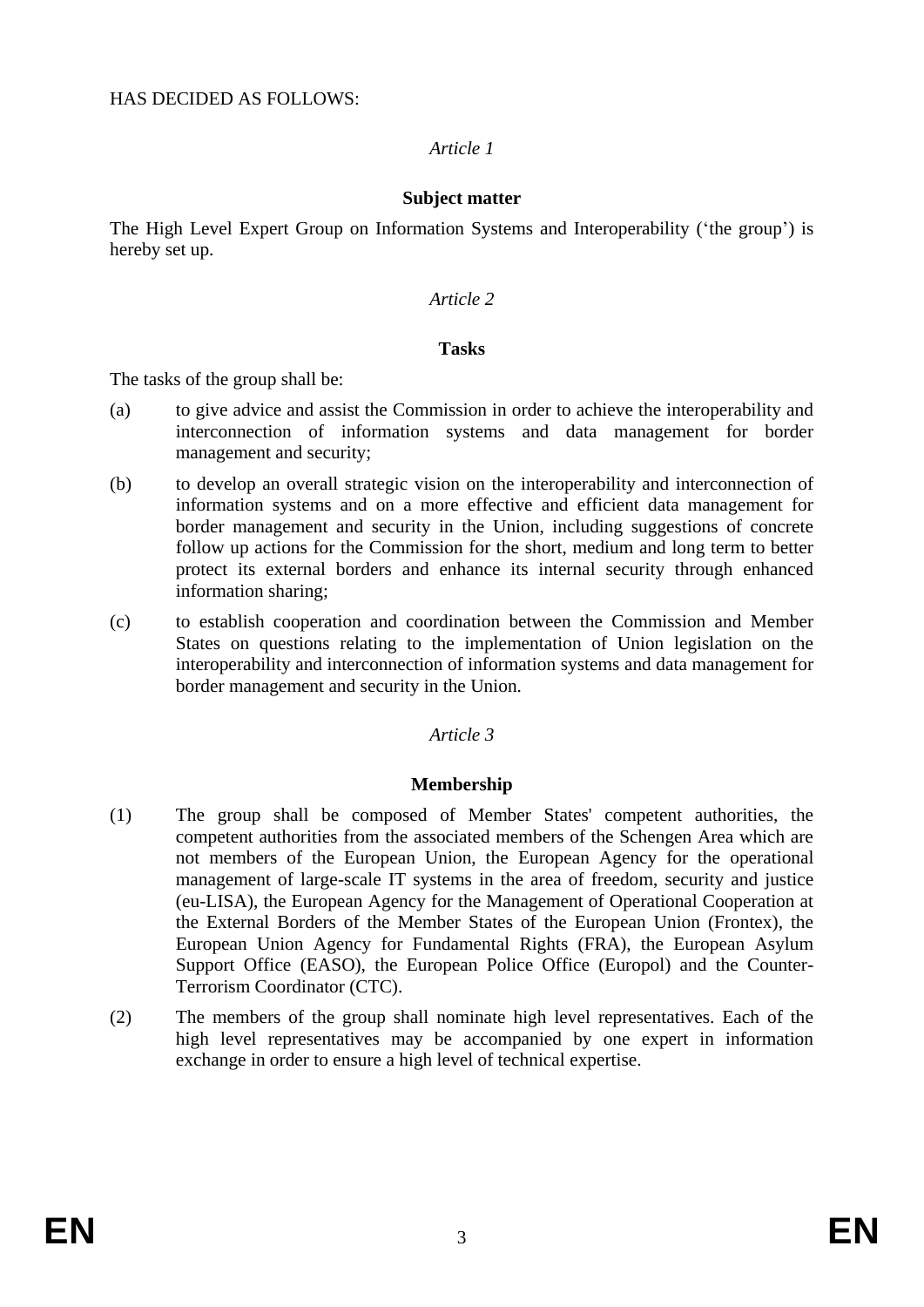HAS DECIDED AS FOLLOWS:

*Article 1*

**Subject matter**

The High Level Expert Group on Information Systems and Interoperability ('the group') is hereby set up.

*Article 2*

**Tasks**

The tasks of the group shall be:

(a) to give advice and assist the Commission in order to achieve the interoperability and interconnection of information systems and data management for border management and security;

(b) to develop an overall strategic vision on the interoperability and interconnection of information systems and on a more effective and efficient data management for border management and security in the Union, including suggestions of concrete follow up actions for the Commission for the short, medium and long term to better protect its external borders and enhance its internal security through enhanced information sharing;

(c) to establish cooperation and coordination between the Commission and Member States on questions relating to the implementation of Union legislation on the interoperability and interconnection of information systems and data management for border management and security in the Union.

*Article 3*

**Membership**

(1) The group shall be composed of Member States' competent authorities, the competent authorities from the associated members of the Schengen Area which are not members of the European Union, the European Agency for the operational management of large-scale IT systems in the area of freedom, security and justice (eu-LISA), the European Agency for the Management of Operational Cooperation at the External Borders of the Member States of the European Union (Frontex), the European Union Agency for Fundamental Rights (FRA), the European Asylum Support Office (EASO), the European Police Office (Europol) and the Counter-Terrorism Coordinator (CTC).

(2) The members of the group shall nominate high level representatives. Each of the high level representatives may be accompanied by one expert in information exchange in order to ensure a high level of technical expertise.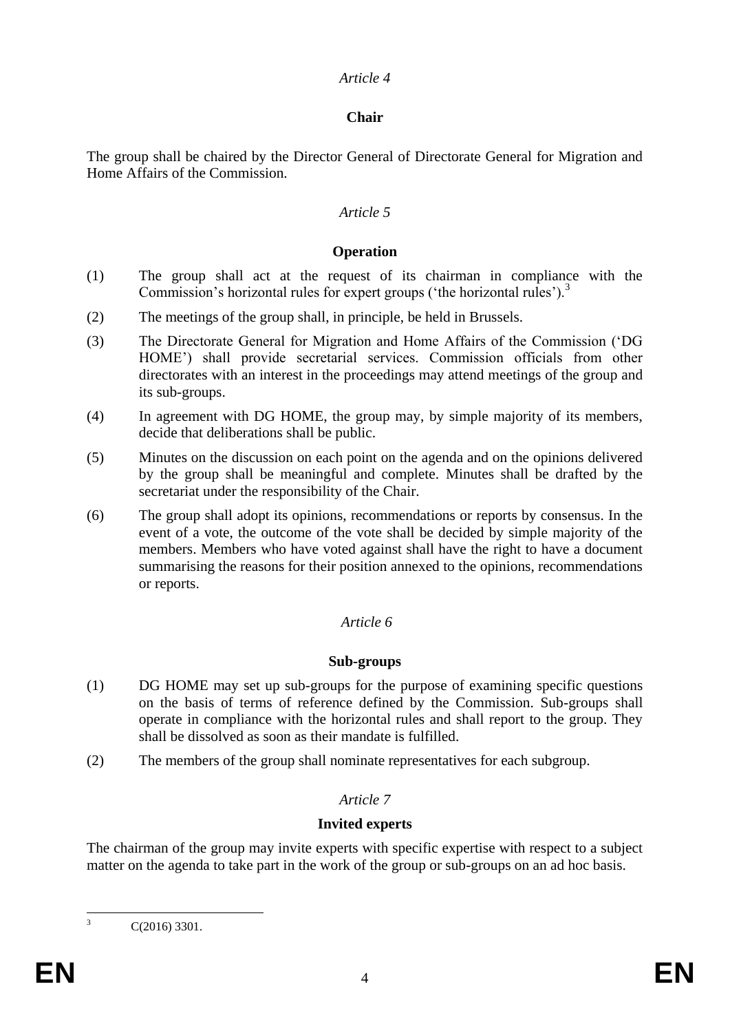*Article 4*

**Chair**

The group shall be chaired by the Director General of Directorate General for Migration and Home Affairs of the Commission.

*Article 5*

**Operation**

(1) The group shall act at the request of its chairman in compliance with the Commission's horizontal rules for expert groups ('the horizontal rules').[3]

(2) The meetings of the group shall, in principle, be held in Brussels.

(3) The Directorate General for Migration and Home Affairs of the Commission ('DG HOME') shall provide secretarial services. Commission officials from other directorates with an interest in the proceedings may attend meetings of the group and its sub-groups.

(4) In agreement with DG HOME, the group may, by simple majority of its members, decide that deliberations shall be public.

(5) Minutes on the discussion on each point on the agenda and on the opinions delivered by the group shall be meaningful and complete. Minutes shall be drafted by the secretariat under the responsibility of the Chair.

(6) The group shall adopt its opinions, recommendations or reports by consensus. In the event of a vote, the outcome of the vote shall be decided by simple majority of the members. Members who have voted against shall have the right to have a document summarising the reasons for their position annexed to the opinions, recommendations or reports.

*Article 6*

**Sub-groups**

(1) DG HOME may set up sub-groups for the purpose of examining specific questions on the basis of terms of reference defined by the Commission. Sub-groups shall operate in compliance with the horizontal rules and shall report to the group. They shall be dissolved as soon as their mandate is fulfilled.

(2) The members of the group shall nominate representatives for each subgroup.

*Article 7*

**Invited experts**

The chairman of the group may invite experts with specific expertise with respect to a subject matter on the agenda to take part in the work of the group or sub-groups on an ad hoc basis.

---

[3] C(2016) 3301.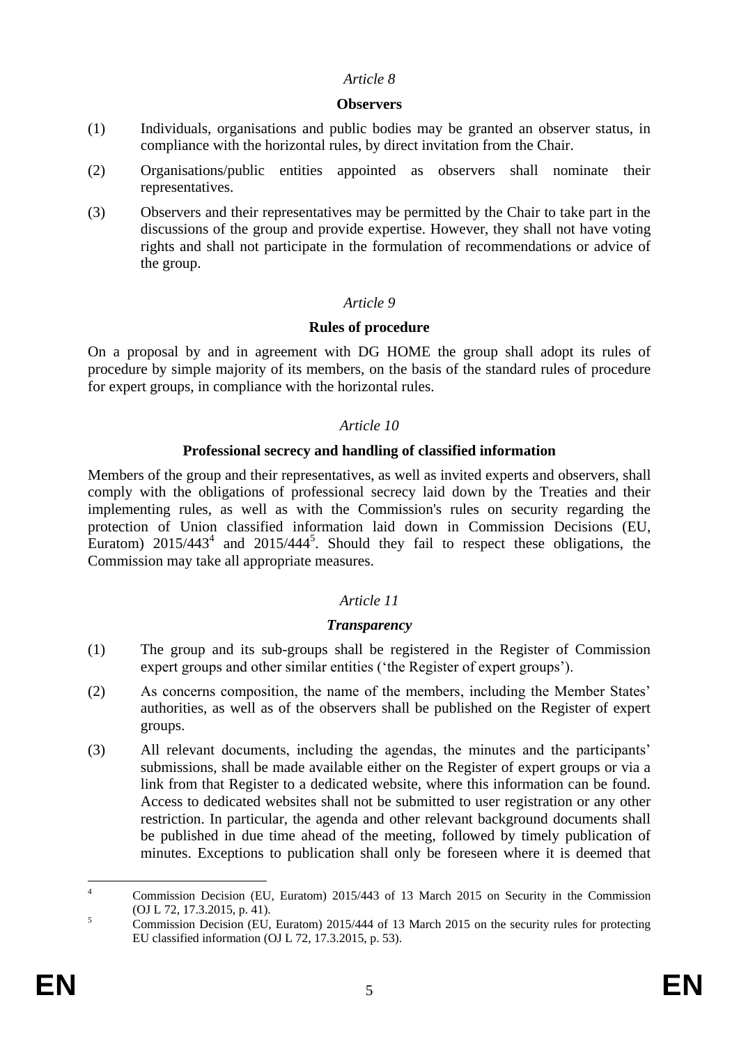*Article 8*

**Observers**

(1) Individuals, organisations and public bodies may be granted an observer status, in compliance with the horizontal rules, by direct invitation from the Chair.

(2) Organisations/public entities appointed as observers shall nominate their representatives.

(3) Observers and their representatives may be permitted by the Chair to take part in the discussions of the group and provide expertise. However, they shall not have voting rights and shall not participate in the formulation of recommendations or advice of the group.

*Article 9*

**Rules of procedure**

On a proposal by and in agreement with DG HOME the group shall adopt its rules of procedure by simple majority of its members, on the basis of the standard rules of procedure for expert groups, in compliance with the horizontal rules.

*Article 10*

**Professional secrecy and handling of classified information**

Members of the group and their representatives, as well as invited experts and observers, shall comply with the obligations of professional secrecy laid down by the Treaties and their implementing rules, as well as with the Commission's rules on security regarding the protection of Union classified information laid down in Commission Decisions (EU, Euratom) 2015/443[4] and 2015/444[5]. Should they fail to respect these obligations, the Commission may take all appropriate measures.

*Article 11*

***Transparency***

(1) The group and its sub-groups shall be registered in the Register of Commission expert groups and other similar entities ('the Register of expert groups').

(2) As concerns composition, the name of the members, including the Member States' authorities, as well as of the observers shall be published on the Register of expert groups.

(3) All relevant documents, including the agendas, the minutes and the participants' submissions, shall be made available either on the Register of expert groups or via a link from that Register to a dedicated website, where this information can be found. Access to dedicated websites shall not be submitted to user registration or any other restriction. In particular, the agenda and other relevant background documents shall be published in due time ahead of the meeting, followed by timely publication of minutes. Exceptions to publication shall only be foreseen where it is deemed that

---

[4] Commission Decision (EU, Euratom) 2015/443 of 13 March 2015 on Security in the Commission (OJ L 72, 17.3.2015, p. 41).

[5] Commission Decision (EU, Euratom) 2015/444 of 13 March 2015 on the security rules for protecting EU classified information (OJ L 72, 17.3.2015, p. 53).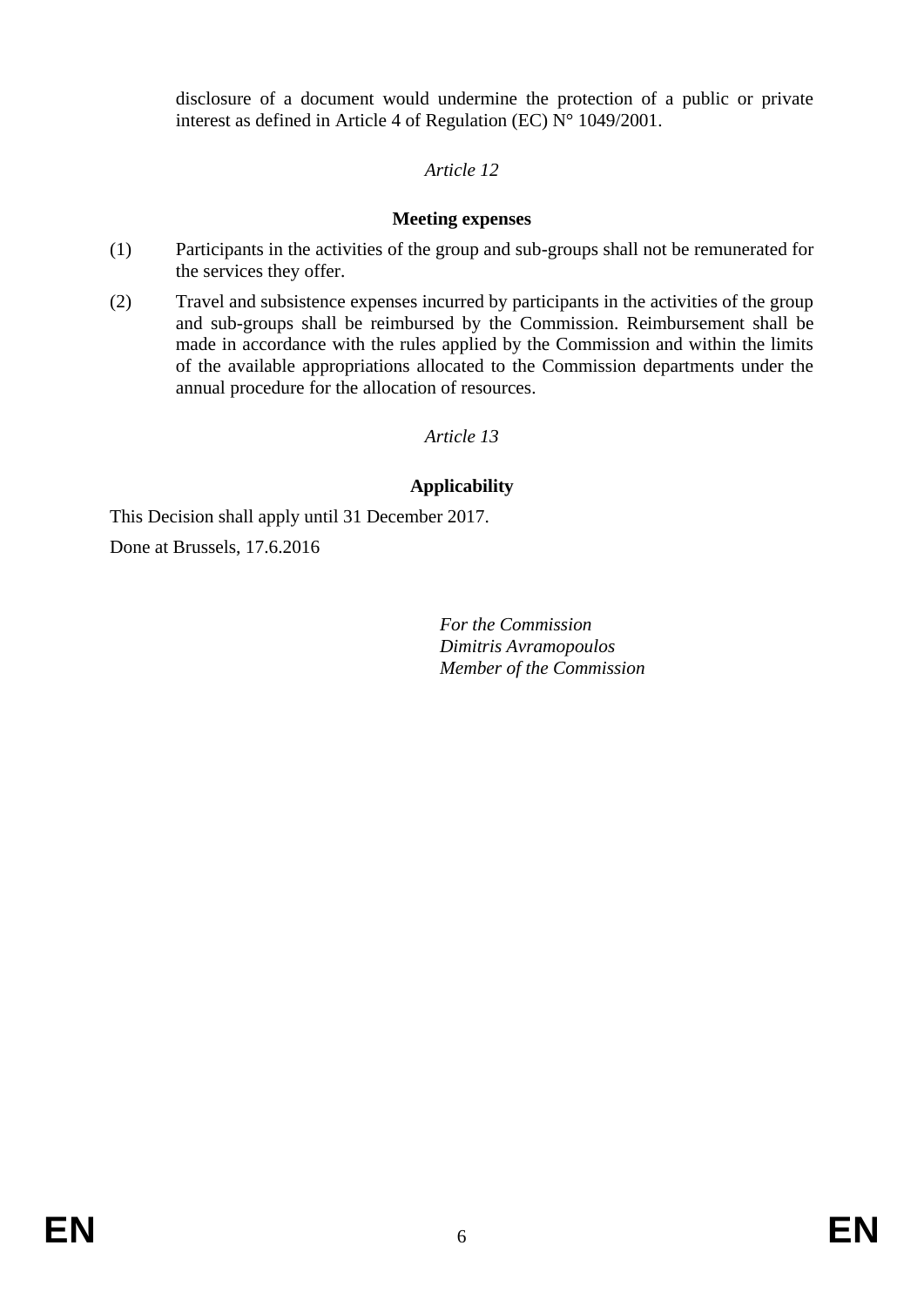disclosure of a document would undermine the protection of a public or private interest as defined in Article 4 of Regulation (EC) N° 1049/2001.

*Article 12*

**Meeting expenses**

(1) Participants in the activities of the group and sub-groups shall not be remunerated for the services they offer.

(2) Travel and subsistence expenses incurred by participants in the activities of the group and sub-groups shall be reimbursed by the Commission. Reimbursement shall be made in accordance with the rules applied by the Commission and within the limits of the available appropriations allocated to the Commission departments under the annual procedure for the allocation of resources.

*Article 13*

**Applicability**

This Decision shall apply until 31 December 2017.

Done at Brussels, 17.6.2016

*For the Commission*
*Dimitris Avramopoulos*
*Member of the Commission*